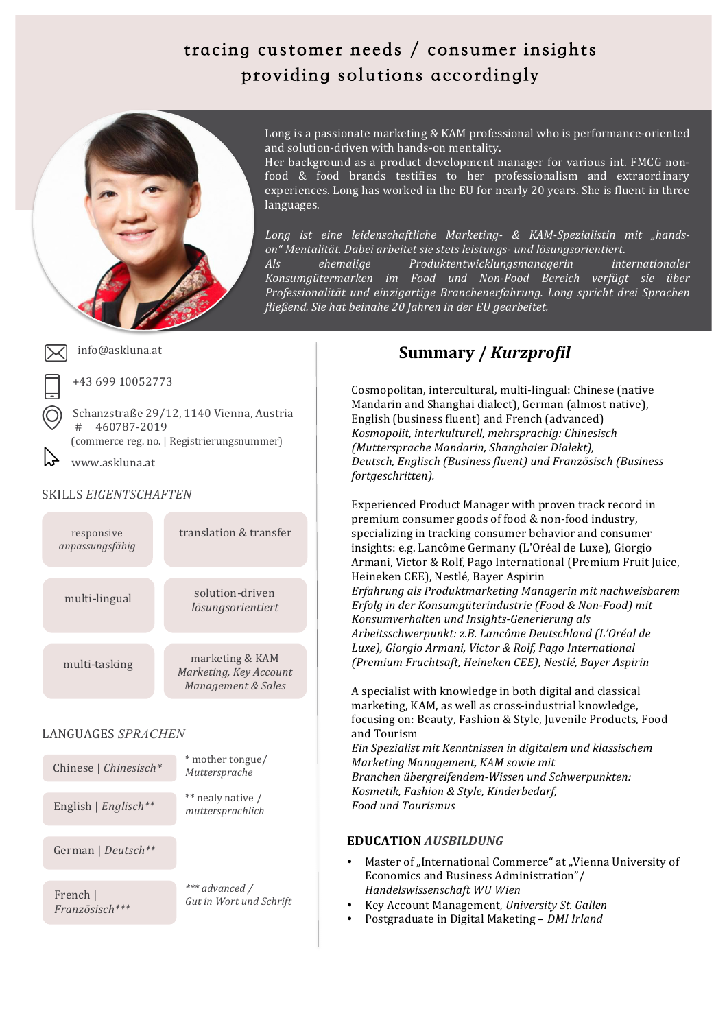# tracing customer needs / consumer insights
# providing solutions accordingly

Long is a passionate marketing & KAM professional who is performance-oriented and solution-driven with hands-on mentality.
Her background as a product development manager for various int. FMCG non-food & food brands testifies to her professionalism and extraordinary experiences. Long has worked in the EU for nearly 20 years. She is fluent in three languages.

*Long ist eine leidenschaftliche Marketing- & KAM-Spezialistin mit „hands-on" Mentalität. Dabei arbeitet sie stets leistungs- und lösungsorientiert.*
*Als ehemalige Produktentwicklungsmanagerin internationaler Konsumgütermarken im Food und Non-Food Bereich verfügt sie über Professionalität und einzigartige Branchenerfahrung. Long spricht drei Sprachen fließend. Sie hat beinahe 20 Jahren in der EU gearbeitet.*

info@askluna.at

+43 699 10052773

Schanzstraße 29/12, 1140 Vienna, Austria
# 460787-2019
(commerce reg. no. | Registrierungsnummer)

www.askluna.at

## SKILLS *EIGENTSCHAFTEN*

- responsive *anpassungsfähig*
- translation & transfer
- multi-lingual
- solution-driven *lösungsorientiert*
- multi-tasking
- marketing & KAM *Marketing, Key Account Management & Sales*

## LANGUAGES *SPRACHEN*

- Chinese | *Chinesisch**
- English | *Englisch***
- German | *Deutsch***
- French | *Französisch****

\* mother tongue/ *Muttersprache*
** nealy native / *muttersprachlich*
*** advanced / *Gut in Wort und Schrift*

## Summary / *Kurzprofil*

Cosmopolitan, intercultural, multi-lingual: Chinese (native Mandarin and Shanghai dialect), German (almost native), English (business fluent) and French (advanced)
*Kosmopolit, interkulturell, mehrsprachig: Chinesisch (Muttersprache Mandarin, Shanghaier Dialekt), Deutsch, Englisch (Business fluent) und Französisch (Business fortgeschritten).*

Experienced Product Manager with proven track record in premium consumer goods of food & non-food industry, specializing in tracking consumer behavior and consumer insights: e.g. Lancôme Germany (L'Oréal de Luxe), Giorgio Armani, Victor & Rolf, Pago International (Premium Fruit Juice, Heineken CEE), Nestlé, Bayer Aspirin
*Erfahrung als Produktmarketing Managerin mit nachweisbarem Erfolg in der Konsumgüterindustrie (Food & Non-Food) mit Konsumverhalten und Insights-Generierung als Arbeitsschwerpunkt: z.B. Lancôme Deutschland (L'Oréal de Luxe), Giorgio Armani, Victor & Rolf, Pago International (Premium Fruchtsaft, Heineken CEE), Nestlé, Bayer Aspirin*

A specialist with knowledge in both digital and classical marketing, KAM, as well as cross-industrial knowledge, focusing on: Beauty, Fashion & Style, Juvenile Products, Food and Tourism
*Ein Spezialist mit Kenntnissen in digitalem und klassischem Marketing Management, KAM sowie mit Branchen übergreifendem-Wissen und Schwerpunkten: Kosmetik, Fashion & Style, Kinderbedarf, Food und Tourismus*

### EDUCATION *AUSBILDUNG*

- Master of „International Commerce" at „Vienna University of Economics and Business Administration"/ *Handelswissenschaft WU Wien*
- Key Account Management, *University St. Gallen*
- Postgraduate in Digital Maketing – *DMI Irland*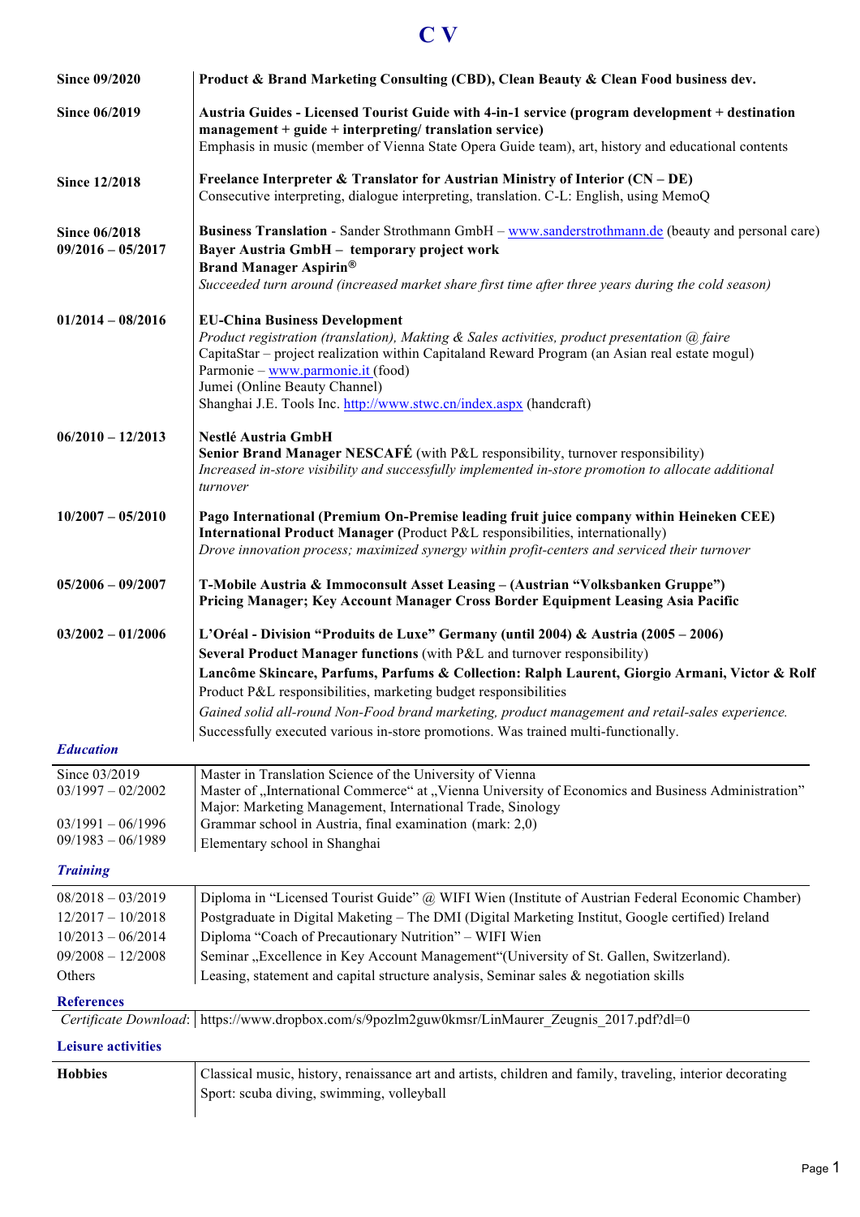# C V

| | |
|---|---|
| **Since 09/2020** | **Product & Brand Marketing Consulting (CBD), Clean Beauty & Clean Food business dev.** |
| **Since 06/2019** | **Austria Guides - Licensed Tourist Guide with 4-in-1 service (program development + destination management + guide + interpreting/ translation service)**<br>Emphasis in music (member of Vienna State Opera Guide team), art, history and educational contents |
| **Since 12/2018** | **Freelance Interpreter & Translator for Austrian Ministry of Interior (CN – DE)**<br>Consecutive interpreting, dialogue interpreting, translation. C-L: English, using MemoQ |
| **Since 06/2018**<br>**09/2016 – 05/2017** | **Business Translation** - Sander Strothmann GmbH – www.sanderstrothmann.de (beauty and personal care)<br>**Bayer Austria GmbH – temporary project work**<br>**Brand Manager Aspirin®**<br>*Succeeded turn around (increased market share first time after three years during the cold season)* |
| **01/2014 – 08/2016** | **EU-China Business Development**<br>*Product registration (translation), Makting & Sales activities, product presentation @ faire*<br>CapitaStar – project realization within Capitaland Reward Program (an Asian real estate mogul)<br>Parmonie – www.parmonie.it (food)<br>Jumei (Online Beauty Channel)<br>Shanghai J.E. Tools Inc. http://www.stwc.cn/index.aspx (handcraft) |
| **06/2010 – 12/2013** | **Nestlé Austria GmbH**<br>**Senior Brand Manager NESCAFÉ** (with P&L responsibility, turnover responsibility)<br>*Increased in-store visibility and successfully implemented in-store promotion to allocate additional turnover* |
| **10/2007 – 05/2010** | **Pago International (Premium On-Premise leading fruit juice company within Heineken CEE)**<br>**International Product Manager (**Product P&L responsibilities, internationally)<br>*Drove innovation process; maximized synergy within profit-centers and serviced their turnover* |
| **05/2006 – 09/2007** | **T-Mobile Austria & Immoconsult Asset Leasing – (Austrian "Volksbanken Gruppe")**<br>**Pricing Manager; Key Account Manager Cross Border Equipment Leasing Asia Pacific** |
| **03/2002 – 01/2006** | **L'Oréal - Division "Produits de Luxe" Germany (until 2004) & Austria (2005 – 2006)**<br>**Several Product Manager functions** (with P&L and turnover responsibility)<br>**Lancôme Skincare, Parfums, Parfums & Collection: Ralph Laurent, Giorgio Armani, Victor & Rolf**<br>Product P&L responsibilities, marketing budget responsibilities<br>*Gained solid all-round Non-Food brand marketing, product management and retail-sales experience.*<br>Successfully executed various in-store promotions. Was trained multi-functionally. |

### *Education*

| | |
|---|---|
| Since 03/2019 | Master in Translation Science of the University of Vienna |
| 03/1997 – 02/2002 | Master of „International Commerce" at „Vienna University of Economics and Business Administration"<br>Major: Marketing Management, International Trade, Sinology |
| 03/1991 – 06/1996 | Grammar school in Austria, final examination (mark: 2,0) |
| 09/1983 – 06/1989 | Elementary school in Shanghai |

### *Training*

| | |
|---|---|
| 08/2018 – 03/2019 | Diploma in "Licensed Tourist Guide" @ WIFI Wien (Institute of Austrian Federal Economic Chamber) |
| 12/2017 – 10/2018 | Postgraduate in Digital Maketing – The DMI (Digital Marketing Institut, Google certified) Ireland |
| 10/2013 – 06/2014 | Diploma "Coach of Precautionary Nutrition" – WIFI Wien |
| 09/2008 – 12/2008 | Seminar „Excellence in Key Account Management"(University of St. Gallen, Switzerland). |
| Others | Leasing, statement and capital structure analysis, Seminar sales & negotiation skills |

### References

| | |
|---|---|
| *Certificate Download*: | https://www.dropbox.com/s/9pozlm2guw0kmsr/LinMaurer_Zeugnis_2017.pdf?dl=0 |

### Leisure activities

| | |
|---|---|
| **Hobbies** | Classical music, history, renaissance art and artists, children and family, traveling, interior decorating<br>Sport: scuba diving, swimming, volleyball |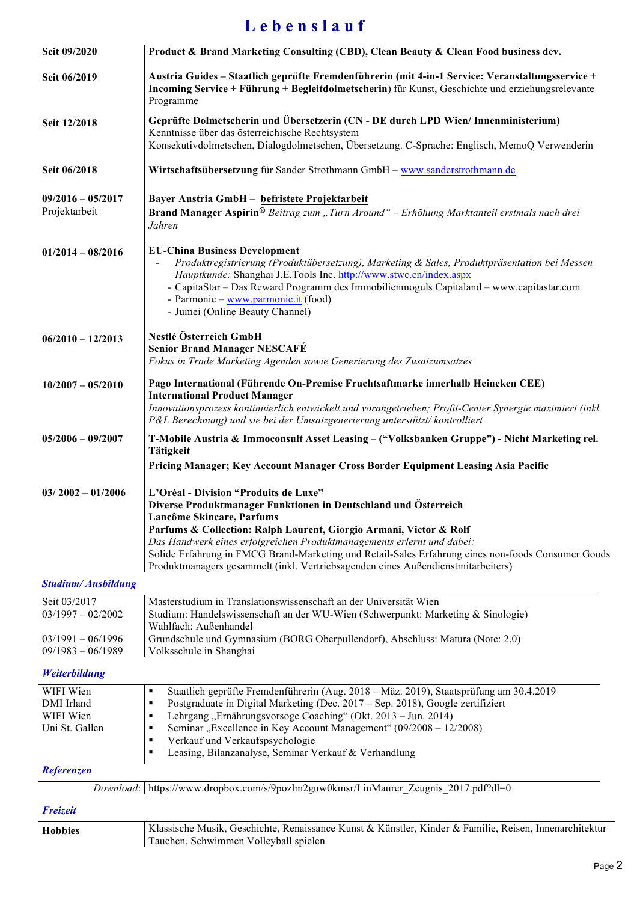# Lebenslauf

| | |
|---|---|
| **Seit 09/2020** | **Product & Brand Marketing Consulting (CBD), Clean Beauty & Clean Food business dev.** |
| **Seit 06/2019** | **Austria Guides – Staatlich geprüfte Fremdenführerin (mit 4-in-1 Service: Veranstaltungsservice + Incoming Service + Führung + Begleitdolmetscherin)** für Kunst, Geschichte und erziehungsrelevante Programme |
| **Seit 12/2018** | **Geprüfte Dolmetscherin und Übersetzerin (CN - DE durch LPD Wien/ Innenministerium)** Kenntnisse über das österreichische Rechtsystem Konsekutivdolmetschen, Dialogdolmetschen, Übersetzung. C-Sprache: Englisch, MemoQ Verwenderin |
| **Seit 06/2018** | **Wirtschaftsübersetzung** für Sander Strothmann GmbH – www.sanderstrothmann.de |
| **09/2016 – 05/2017** Projektarbeit | **Bayer Austria GmbH – befristete Projektarbeit** **Brand Manager Aspirin®** *Beitrag zum „Turn Around" – Erhöhung Marktanteil erstmals nach drei Jahren* |
| **01/2014 – 08/2016** | **EU-China Business Development** <br>- *Produktregistrierung (Produktübersetzung), Marketing & Sales, Produktpräsentation bei Messen Hauptkunde:* Shanghai J.E.Tools Inc. http://www.stwc.cn/index.aspx <br>- CapitaStar – Das Reward Programm des Immobilienmoguls Capitaland – www.capitastar.com <br>- Parmonie – www.parmonie.it (food) <br>- Jumei (Online Beauty Channel) |
| **06/2010 – 12/2013** | **Nestlé Österreich GmbH** **Senior Brand Manager NESCAFÉ** *Fokus in Trade Marketing Agenden sowie Generierung des Zusatzumsatzes* |
| **10/2007 – 05/2010** | **Pago International (Führende On-Premise Fruchtsaftmarke innerhalb Heineken CEE)** **International Product Manager** *Innovationsprozess kontinuierlich entwickelt und vorangetrieben; Profit-Center Synergie maximiert (inkl. P&L Berechnung) und sie bei der Umsatzgenerierung unterstützt/ kontrolliert* |
| **05/2006 – 09/2007** | **T-Mobile Austria & Immoconsult Asset Leasing – ("Volksbanken Gruppe") - Nicht Marketing rel. Tätigkeit** **Pricing Manager; Key Account Manager Cross Border Equipment Leasing Asia Pacific** |
| **03/ 2002 – 01/2006** | **L'Oréal - Division "Produits de Luxe"** **Diverse Produktmanager Funktionen in Deutschland und Österreich** **Lancôme Skincare, Parfums** **Parfums & Collection: Ralph Laurent, Giorgio Armani, Victor & Rolf** *Das Handwerk eines erfolgreichen Produktmanagements erlernt und dabei:* Solide Erfahrung in FMCG Brand-Marketing und Retail-Sales Erfahrung eines non-foods Consumer Goods Produktmanagers gesammelt (inkl. Vertriebsagenden eines Außendienstmitarbeiters) |

## *Studium/ Ausbildung*

| | |
|---|---|
| Seit 03/2017 | Masterstudium in Translationswissenschaft an der Universität Wien |
| 03/1997 – 02/2002 | Studium: Handelswissenschaft an der WU-Wien (Schwerpunkt: Marketing & Sinologie) Wahlfach: Außenhandel |
| 03/1991 – 06/1996 | Grundschule und Gymnasium (BORG Oberpullendorf), Abschluss: Matura (Note: 2,0) |
| 09/1983 – 06/1989 | Volksschule in Shanghai |

## *Weiterbildung*

| | |
|---|---|
| WIFI Wien | ▪ Staatlich geprüfte Fremdenführerin (Aug. 2018 – Mäz. 2019), Staatsprüfung am 30.4.2019 |
| DMI Irland | ▪ Postgraduate in Digital Marketing (Dec. 2017 – Sep. 2018), Google zertifiziert |
| WIFI Wien | ▪ Lehrgang „Ernährungsvorsoge Coaching" (Okt. 2013 – Jun. 2014) |
| Uni St. Gallen | ▪ Seminar „Excellence in Key Account Management" (09/2008 – 12/2008) |
| | ▪ Verkauf und Verkaufspsychologie |
| | ▪ Leasing, Bilanzanalyse, Seminar Verkauf & Verhandlung |

## *Referenzen*

| | |
|---|---|
| *Download*: | https://www.dropbox.com/s/9pozlm2guw0kmsr/LinMaurer_Zeugnis_2017.pdf?dl=0 |

## *Freizeit*

| | |
|---|---|
| **Hobbies** | Klassische Musik, Geschichte, Renaissance Kunst & Künstler, Kinder & Familie, Reisen, Innenarchitektur Tauchen, Schwimmen Volleyball spielen |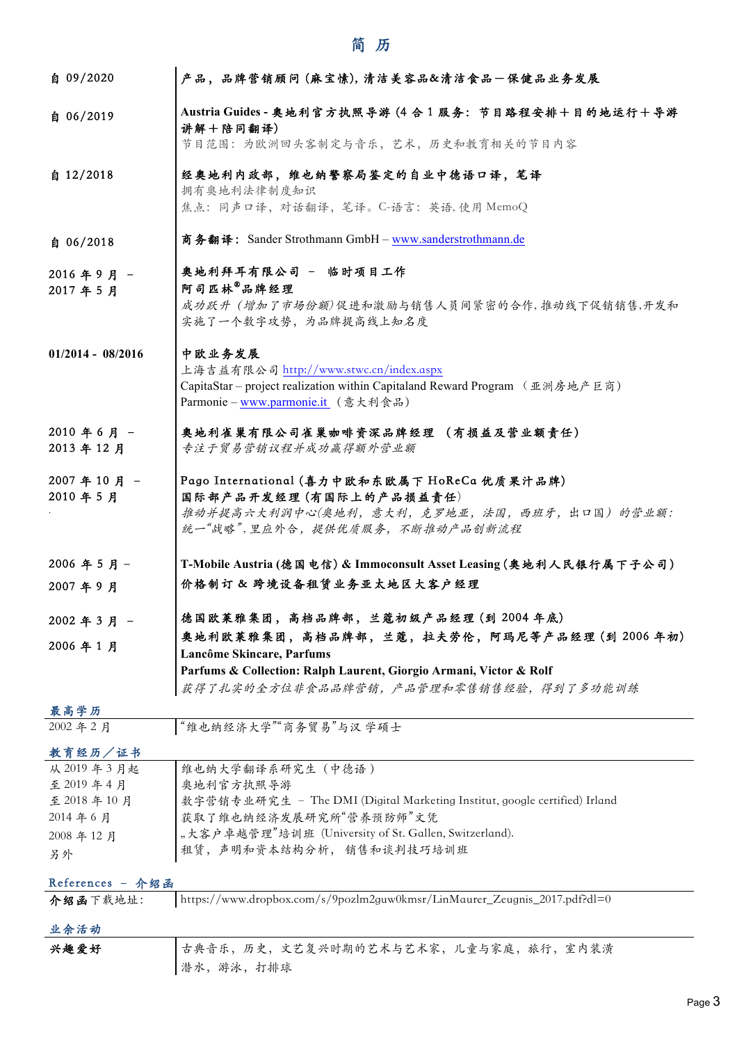# 简 历

| | |
|---|---|
| 自 09/2020 | **产品，品牌营销顾问（麻宝愫），清洁美容品&清洁食品－保健品业务发展** |
| 自 06/2019 | **Austria Guides - 奥地利官方执照导游（4 合 1 服务：节目路程安排＋目的地运行＋导游讲解＋陪同翻译）**<br>节目范围：为欧洲回头客制定与音乐，艺术，历史和教育相关的节目内容 |
| 自 12/2018 | **经奥地利内政部，维也纳警察局鉴定的自业中德语口译，笔译**<br>拥有奥地利法律制度知识<br>焦点：同声口译，对话翻译，笔译。C-语言：英语，使用 MemoQ |
| 自 06/2018 | **商务翻译：** Sander Strothmann GmbH – www.sanderstrothmann.de |
| 2016 年 9 月 – 2017 年 5 月 | **奥地利拜耳有限公司 – 临时项目工作**<br>**阿司匹林®品牌经理**<br>*成功跃升（增加了市场份额）促进和激励与销售人员间紧密的合作，推动线下促销销售，开发和实施了一个数字攻势，为品牌提高线上知名度* |
| **01/2014 - 08/2016** | **中欧业务发展**<br>上海吉益有限公司 http://www.stwc.cn/index.aspx<br>CapitaStar – project realization within Capitaland Reward Program （亚洲房地产巨商）<br>Parmonie – www.parmonie.it （意大利食品） |
| 2010 年 6 月 – 2013 年 12 月 | **奥地利雀巢有限公司雀巢咖啡资深品牌经理（有损益及营业额责任）**<br>*专注于贸易营销议程并成功赢得额外营业额* |
| 2007 年 10 月 – 2010 年 5 月 | **Pago International（喜力中欧和东欧属下 HoReCa 优质果汁品牌）**<br>**国际部产品开发经理（有国际上的产品损益责任）**<br>*推动并提高六大利润中心(奥地利，意大利，克罗地亚，法国，西班牙，出口国）的营业额：统一"战略"，里应外合，提供优质服务，不断推动产品创新流程* |
| 2006 年 5 月 – 2007 年 9 月 | **T-Mobile Austria（德国电信）& Immoconsult Asset Leasing（奥地利人民银行属下子公司）**<br>**价格制订 & 跨境设备租赁业务亚太地区大客户经理** |
| 2002 年 3 月 – 2006 年 1 月 | **德国欧莱雅集团，高档品牌部，兰蔻初级产品经理（到 2004 年底）**<br>**奥地利欧莱雅集团，高档品牌部，兰蔻，拉夫劳伦，阿玛尼等产品经理（到 2006 年初）**<br>**Lancôme Skincare, Parfums**<br>**Parfums & Collection: Ralph Laurent, Giorgio Armani, Victor & Rolf**<br>*获得了扎实的全方位非食品品牌营销，产品管理和零售销售经验，得到了多功能训练* |

## 最高学历

| | |
|---|---|
| 2002 年 2 月 | "维也纳经济大学""商务贸易"与汉 学硕士 |

## 教育经历／证书

| | |
|---|---|
| 从 2019 年 3 月起 | 维也纳大学翻译系研究生（中德语） |
| 至 2019 年 4 月 | 奥地利官方执照导游 |
| 至 2018 年 10 月 | 数字营销专业研究生 – The DMI (Digital Marketing Institut, google certified) Irland |
| 2014 年 6 月 | 获取了维也纳经济发展研究所"营养预防师"文凭 |
| 2008 年 12 月 | „大客户卓越管理"培训班 (University of St. Gallen, Switzerland). |
| 另外 | 租赁，声明和资本结构分析，销售和谈判技巧培训班 |

## References – 介绍函

| | |
|---|---|
| **介绍函**下载地址： | https://www.dropbox.com/s/9pozlm2guw0kmsr/LinMaurer_Zeugnis_2017.pdf?dl=0 |

## 业余活动

| | |
|---|---|
| **兴趣爱好** | 古典音乐，历史，文艺复兴时期的艺术与艺术家，儿童与家庭，旅行，室内装潢<br>潜水，游泳，打排球 |